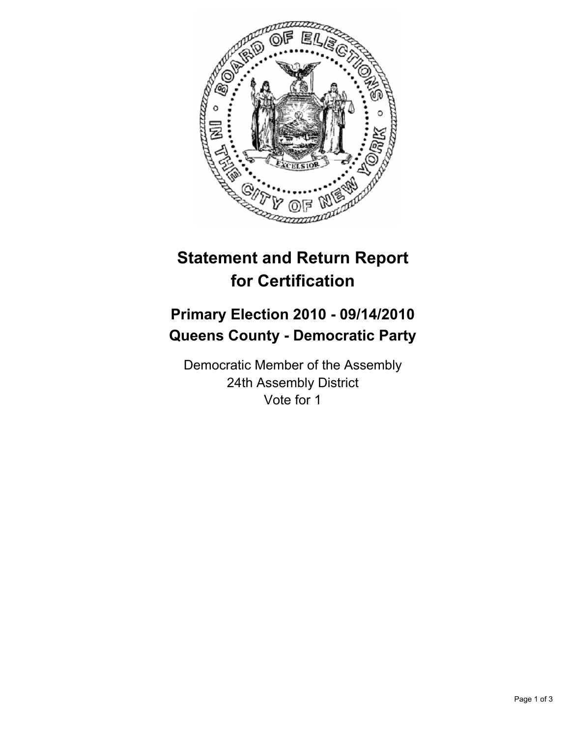# Statement and Return Report for Certification

## Primary Election 2010 - 09/14/2010
## Queens County - Democratic Party

Democratic Member of the Assembly
24th Assembly District
Vote for 1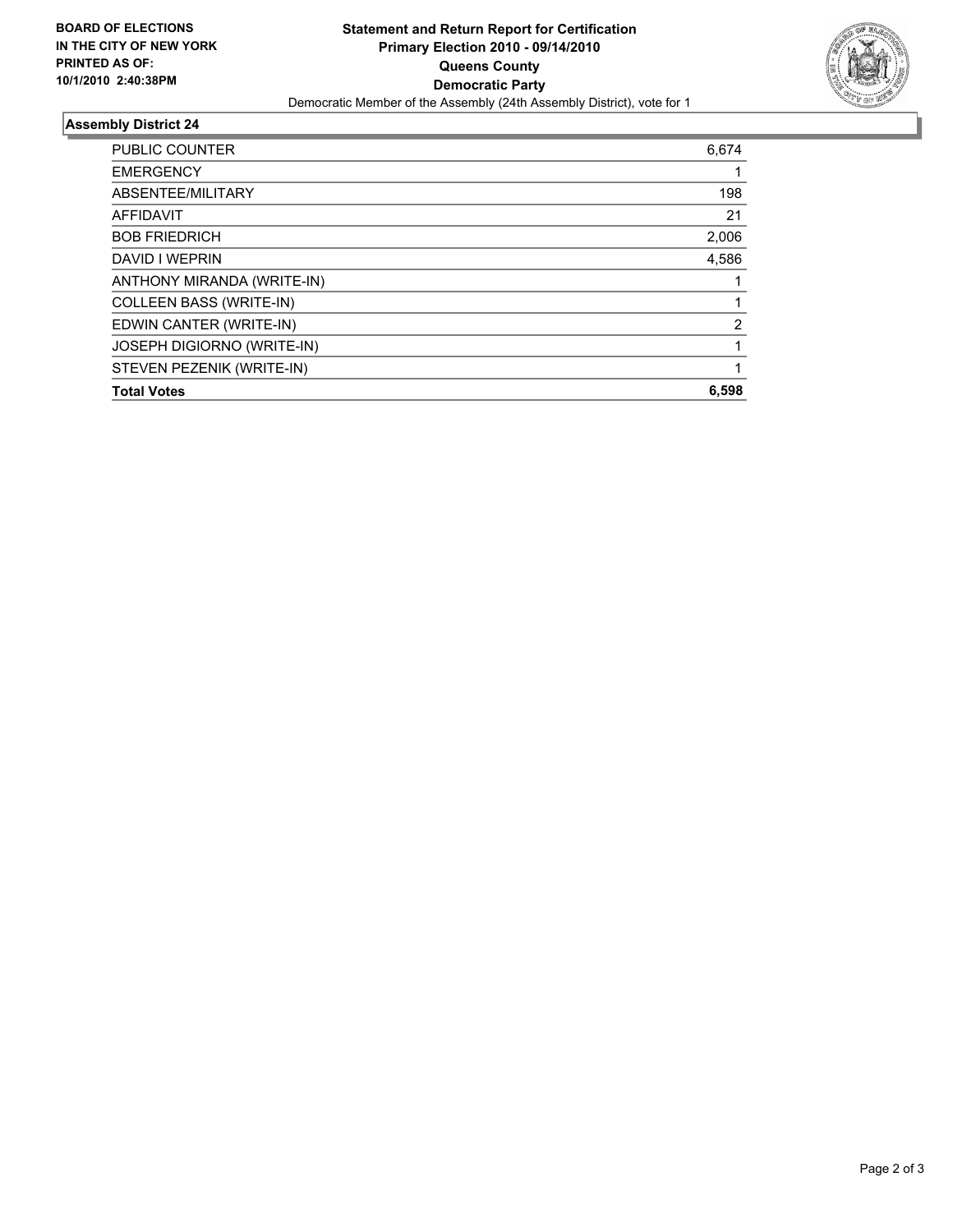**BOARD OF ELECTIONS IN THE CITY OF NEW YORK PRINTED AS OF: 10/1/2010 2:40:38PM**

# Statement and Return Report for Certification
## Primary Election 2010 - 09/14/2010
## Queens County
## Democratic Party
Democratic Member of the Assembly (24th Assembly District), vote for 1

### Assembly District 24

| | |
|---|---|
| PUBLIC COUNTER | 6,674 |
| EMERGENCY | 1 |
| ABSENTEE/MILITARY | 198 |
| AFFIDAVIT | 21 |
| BOB FRIEDRICH | 2,006 |
| DAVID I WEPRIN | 4,586 |
| ANTHONY MIRANDA (WRITE-IN) | 1 |
| COLLEEN BASS (WRITE-IN) | 1 |
| EDWIN CANTER (WRITE-IN) | 2 |
| JOSEPH DIGIORNO (WRITE-IN) | 1 |
| STEVEN PEZENIK (WRITE-IN) | 1 |
| **Total Votes** | **6,598** |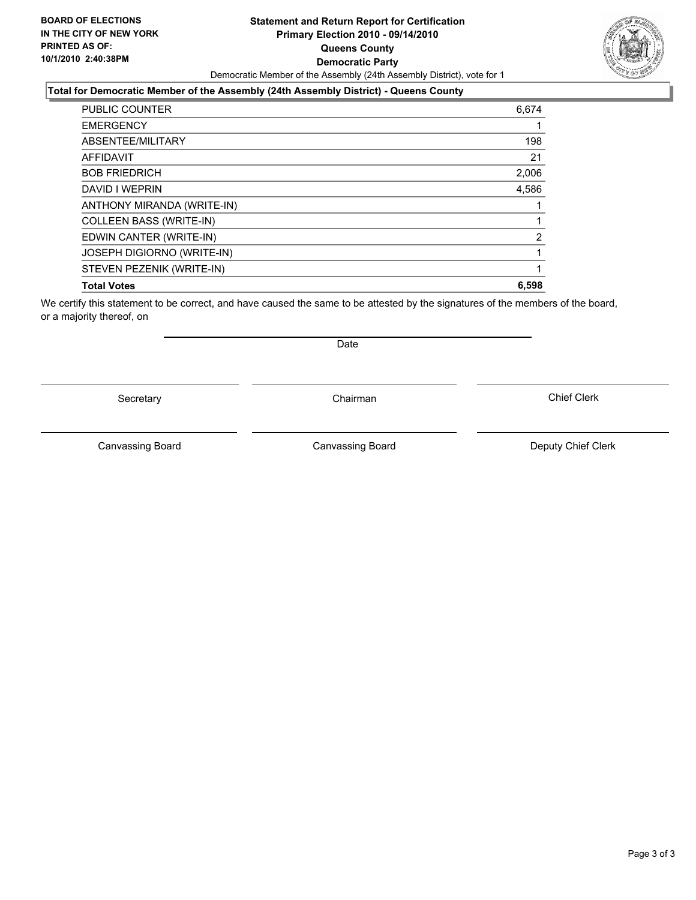**BOARD OF ELECTIONS IN THE CITY OF NEW YORK PRINTED AS OF: 10/1/2010 2:40:38PM**

# Statement and Return Report for Certification
## Primary Election 2010 - 09/14/2010
## Queens County
## Democratic Party

Democratic Member of the Assembly (24th Assembly District), vote for 1

### Total for Democratic Member of the Assembly (24th Assembly District) - Queens County

| | |
|---|---|
| PUBLIC COUNTER | 6,674 |
| EMERGENCY | 1 |
| ABSENTEE/MILITARY | 198 |
| AFFIDAVIT | 21 |
| BOB FRIEDRICH | 2,006 |
| DAVID I WEPRIN | 4,586 |
| ANTHONY MIRANDA (WRITE-IN) | 1 |
| COLLEEN BASS (WRITE-IN) | 1 |
| EDWIN CANTER (WRITE-IN) | 2 |
| JOSEPH DIGIORNO (WRITE-IN) | 1 |
| STEVEN PEZENIK (WRITE-IN) | 1 |
| **Total Votes** | **6,598** |

We certify this statement to be correct, and have caused the same to be attested by the signatures of the members of the board, or a majority thereof, on

Date

Secretary    Chairman    Chief Clerk

Canvassing Board    Canvassing Board    Deputy Chief Clerk